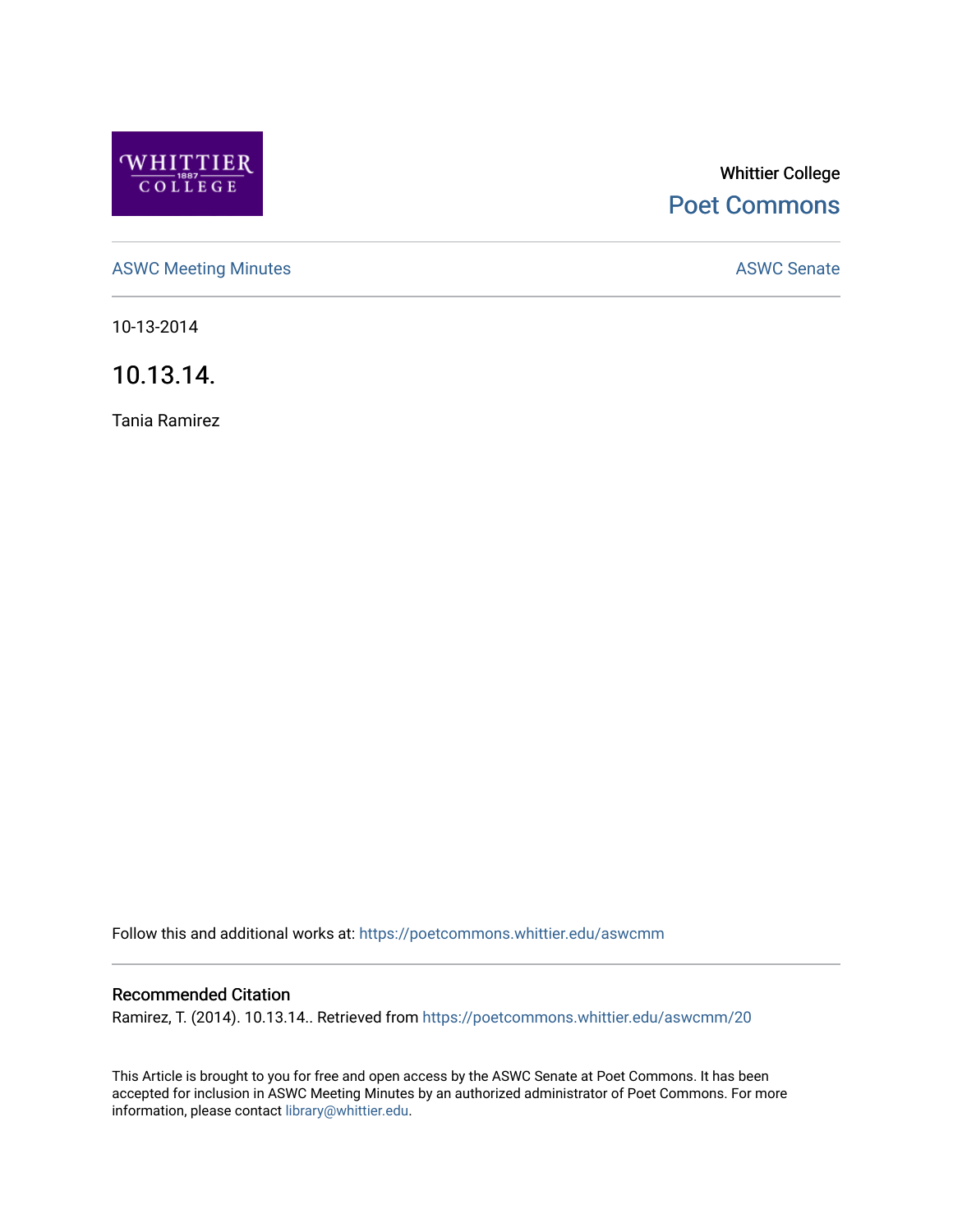Whittier College

Poet Commons

ASWC Meeting Minutes

ASWC Senate

10-13-2014

# 10.13.14.

Tania Ramirez

Follow this and additional works at: https://poetcommons.whittier.edu/aswcmm

## Recommended Citation

Ramirez, T. (2014). 10.13.14.. Retrieved from https://poetcommons.whittier.edu/aswcmm/20

This Article is brought to you for free and open access by the ASWC Senate at Poet Commons. It has been accepted for inclusion in ASWC Meeting Minutes by an authorized administrator of Poet Commons. For more information, please contact library@whittier.edu.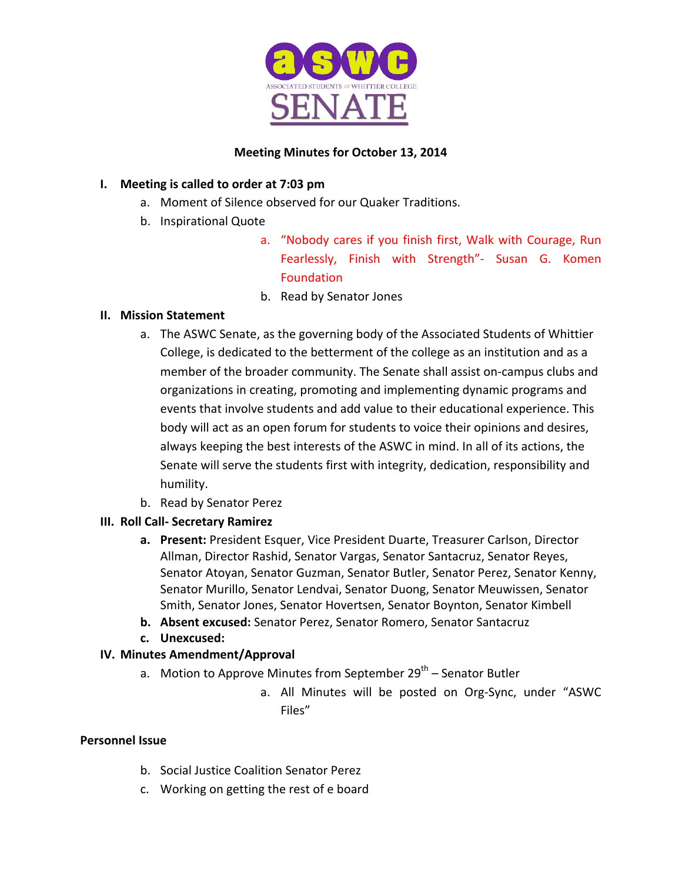ASWC SENATE — ASSOCIATED STUDENTS OF WHITTIER COLLEGE

**Meeting Minutes for October 13, 2014**

I. **Meeting is called to order at 7:03 pm**
   a. Moment of Silence observed for our Quaker Traditions.
   b. Inspirational Quote
      a. "Nobody cares if you finish first, Walk with Courage, Run Fearlessly, Finish with Strength"- Susan G. Komen Foundation
      b. Read by Senator Jones

II. **Mission Statement**
   a. The ASWC Senate, as the governing body of the Associated Students of Whittier College, is dedicated to the betterment of the college as an institution and as a member of the broader community. The Senate shall assist on-campus clubs and organizations in creating, promoting and implementing dynamic programs and events that involve students and add value to their educational experience. This body will act as an open forum for students to voice their opinions and desires, always keeping the best interests of the ASWC in mind. In all of its actions, the Senate will serve the students first with integrity, dedication, responsibility and humility.
   b. Read by Senator Perez

III. **Roll Call- Secretary Ramirez**
   a. **Present:** President Esquer, Vice President Duarte, Treasurer Carlson, Director Allman, Director Rashid, Senator Vargas, Senator Santacruz, Senator Reyes, Senator Atoyan, Senator Guzman, Senator Butler, Senator Perez, Senator Kenny, Senator Murillo, Senator Lendvai, Senator Duong, Senator Meuwissen, Senator Smith, Senator Jones, Senator Hovertsen, Senator Boynton, Senator Kimbell
   b. **Absent excused:** Senator Perez, Senator Romero, Senator Santacruz
   c. **Unexcused:**

IV. **Minutes Amendment/Approval**
   a. Motion to Approve Minutes from September 29th – Senator Butler
      a. All Minutes will be posted on Org-Sync, under "ASWC Files"

**Personnel Issue**

   b. Social Justice Coalition Senator Perez
   c. Working on getting the rest of e board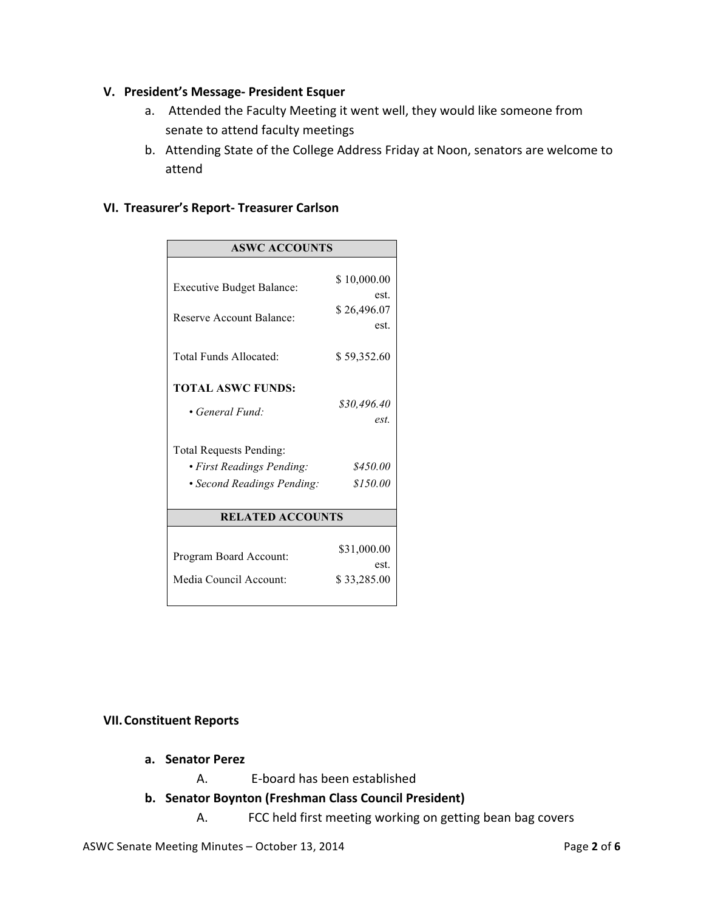## V. President's Message- President Esquer

a. Attended the Faculty Meeting it went well, they would like someone from senate to attend faculty meetings
b. Attending State of the College Address Friday at Noon, senators are welcome to attend

## VI. Treasurer's Report- Treasurer Carlson

| ASWC ACCOUNTS | |
|---|---|
| Executive Budget Balance: | $ 10,000.00 est. |
| Reserve Account Balance: | $ 26,496.07 est. |
| Total Funds Allocated: | $ 59,352.60 |
| **TOTAL ASWC FUNDS:** | |
| • *General Fund:* | *$30,496.40 est.* |
| Total Requests Pending: | |
| • *First Readings Pending:* | *$450.00* |
| • *Second Readings Pending:* | *$150.00* |
| **RELATED ACCOUNTS** | |
| Program Board Account: | $31,000.00 est. |
| Media Council Account: | $ 33,285.00 |

## VII. Constituent Reports

**a. Senator Perez**

A. E-board has been established

**b. Senator Boynton (Freshman Class Council President)**

A. FCC held first meeting working on getting bean bag covers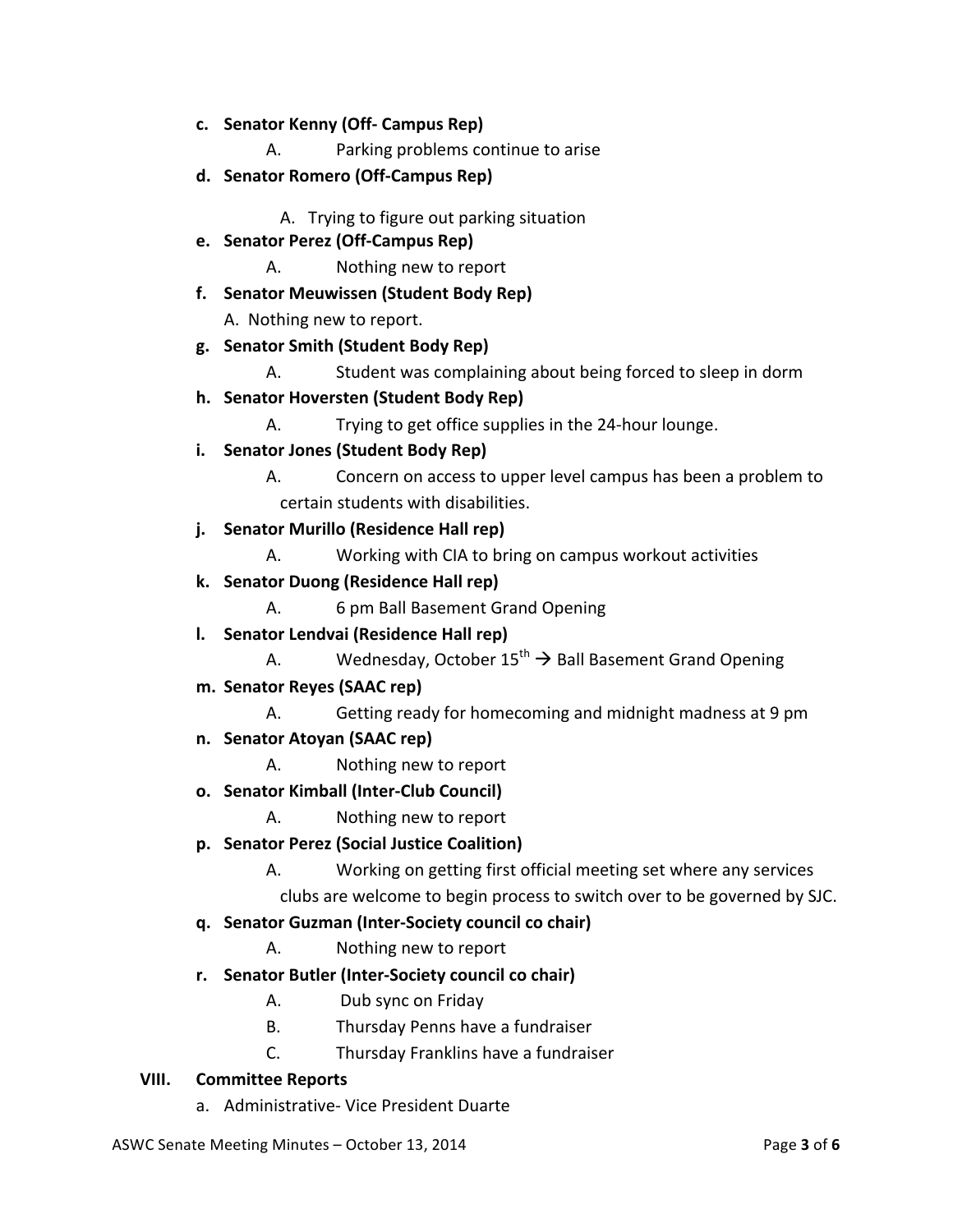c. **Senator Kenny (Off- Campus Rep)**
    A. Parking problems continue to arise
d. **Senator Romero (Off-Campus Rep)**
    A. Trying to figure out parking situation
e. **Senator Perez (Off-Campus Rep)**
    A. Nothing new to report
f. **Senator Meuwissen (Student Body Rep)**
    A. Nothing new to report.
g. **Senator Smith (Student Body Rep)**
    A. Student was complaining about being forced to sleep in dorm
h. **Senator Hoversten (Student Body Rep)**
    A. Trying to get office supplies in the 24-hour lounge.
i. **Senator Jones (Student Body Rep)**
    A. Concern on access to upper level campus has been a problem to certain students with disabilities.
j. **Senator Murillo (Residence Hall rep)**
    A. Working with CIA to bring on campus workout activities
k. **Senator Duong (Residence Hall rep)**
    A. 6 pm Ball Basement Grand Opening
l. **Senator Lendvai (Residence Hall rep)**
    A. Wednesday, October 15th → Ball Basement Grand Opening
m. **Senator Reyes (SAAC rep)**
    A. Getting ready for homecoming and midnight madness at 9 pm
n. **Senator Atoyan (SAAC rep)**
    A. Nothing new to report
o. **Senator Kimball (Inter-Club Council)**
    A. Nothing new to report
p. **Senator Perez (Social Justice Coalition)**
    A. Working on getting first official meeting set where any services clubs are welcome to begin process to switch over to be governed by SJC.
q. **Senator Guzman (Inter-Society council co chair)**
    A. Nothing new to report
r. **Senator Butler (Inter-Society council co chair)**
    A. Dub sync on Friday
    B. Thursday Penns have a fundraiser
    C. Thursday Franklins have a fundraiser

**VIII. Committee Reports**

a. Administrative- Vice President Duarte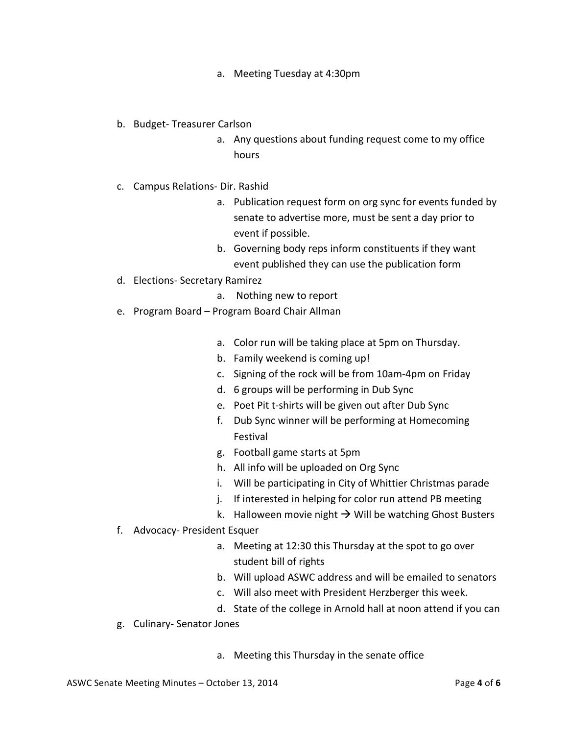a. Meeting Tuesday at 4:30pm

b. Budget- Treasurer Carlson
   a. Any questions about funding request come to my office hours

c. Campus Relations- Dir. Rashid
   a. Publication request form on org sync for events funded by senate to advertise more, must be sent a day prior to event if possible.
   b. Governing body reps inform constituents if they want event published they can use the publication form

d. Elections- Secretary Ramirez
   a. Nothing new to report

e. Program Board – Program Board Chair Allman
   a. Color run will be taking place at 5pm on Thursday.
   b. Family weekend is coming up!
   c. Signing of the rock will be from 10am-4pm on Friday
   d. 6 groups will be performing in Dub Sync
   e. Poet Pit t-shirts will be given out after Dub Sync
   f. Dub Sync winner will be performing at Homecoming Festival
   g. Football game starts at 5pm
   h. All info will be uploaded on Org Sync
   i. Will be participating in City of Whittier Christmas parade
   j. If interested in helping for color run attend PB meeting
   k. Halloween movie night → Will be watching Ghost Busters

f. Advocacy- President Esquer
   a. Meeting at 12:30 this Thursday at the spot to go over student bill of rights
   b. Will upload ASWC address and will be emailed to senators
   c. Will also meet with President Herzberger this week.
   d. State of the college in Arnold hall at noon attend if you can

g. Culinary- Senator Jones
   a. Meeting this Thursday in the senate office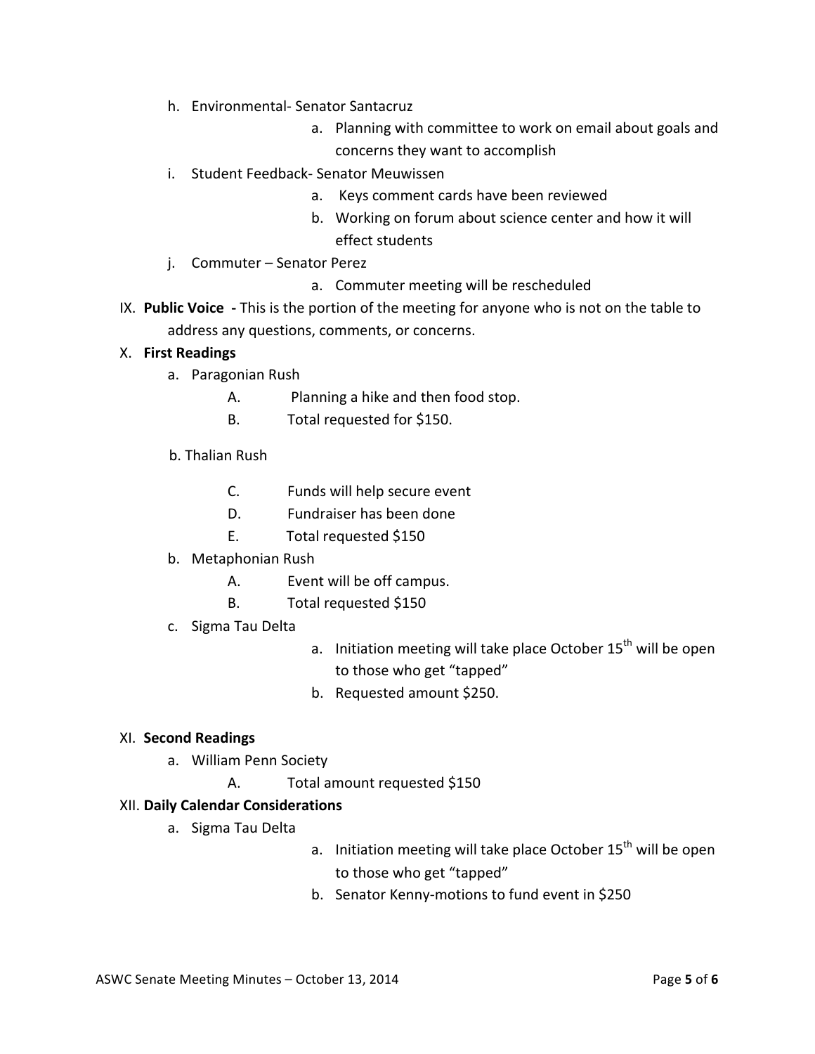h. Environmental- Senator Santacruz
    a. Planning with committee to work on email about goals and concerns they want to accomplish

i. Student Feedback- Senator Meuwissen
    a. Keys comment cards have been reviewed
    b. Working on forum about science center and how it will effect students

j. Commuter – Senator Perez
    a. Commuter meeting will be rescheduled

IX. **Public Voice -** This is the portion of the meeting for anyone who is not on the table to address any questions, comments, or concerns.

X. **First Readings**

a. Paragonian Rush
    A. Planning a hike and then food stop.
    B. Total requested for $150.

b. Thalian Rush
    C. Funds will help secure event
    D. Fundraiser has been done
    E. Total requested $150

b. Metaphonian Rush
    A. Event will be off campus.
    B. Total requested $150

c. Sigma Tau Delta
    a. Initiation meeting will take place October 15th will be open to those who get "tapped"
    b. Requested amount $250.

XI. **Second Readings**

a. William Penn Society
    A. Total amount requested $150

XII. **Daily Calendar Considerations**

a. Sigma Tau Delta
    a. Initiation meeting will take place October 15th will be open to those who get "tapped"
    b. Senator Kenny-motions to fund event in $250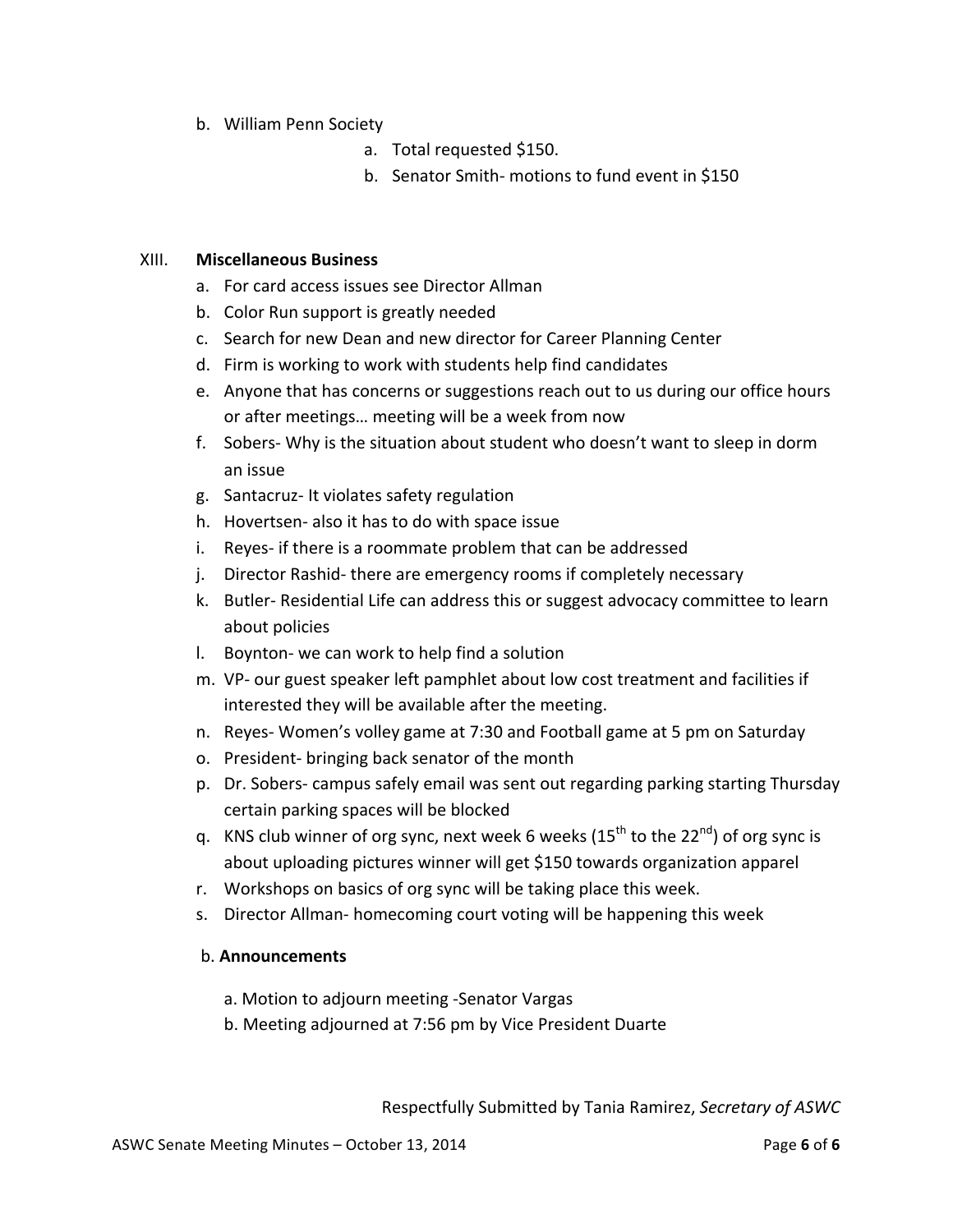b. William Penn Society

   a. Total requested $150.
   b. Senator Smith- motions to fund event in $150

XIII. **Miscellaneous Business**

a. For card access issues see Director Allman
b. Color Run support is greatly needed
c. Search for new Dean and new director for Career Planning Center
d. Firm is working to work with students help find candidates
e. Anyone that has concerns or suggestions reach out to us during our office hours or after meetings… meeting will be a week from now
f. Sobers- Why is the situation about student who doesn't want to sleep in dorm an issue
g. Santacruz- It violates safety regulation
h. Hovertsen- also it has to do with space issue
i. Reyes- if there is a roommate problem that can be addressed
j. Director Rashid- there are emergency rooms if completely necessary
k. Butler- Residential Life can address this or suggest advocacy committee to learn about policies
l. Boynton- we can work to help find a solution
m. VP- our guest speaker left pamphlet about low cost treatment and facilities if interested they will be available after the meeting.
n. Reyes- Women's volley game at 7:30 and Football game at 5 pm on Saturday
o. President- bringing back senator of the month
p. Dr. Sobers- campus safely email was sent out regarding parking starting Thursday certain parking spaces will be blocked
q. KNS club winner of org sync, next week 6 weeks (15th to the 22nd) of org sync is about uploading pictures winner will get $150 towards organization apparel
r. Workshops on basics of org sync will be taking place this week.
s. Director Allman- homecoming court voting will be happening this week

b. **Announcements**

a. Motion to adjourn meeting -Senator Vargas
b. Meeting adjourned at 7:56 pm by Vice President Duarte

Respectfully Submitted by Tania Ramirez, *Secretary of ASWC*